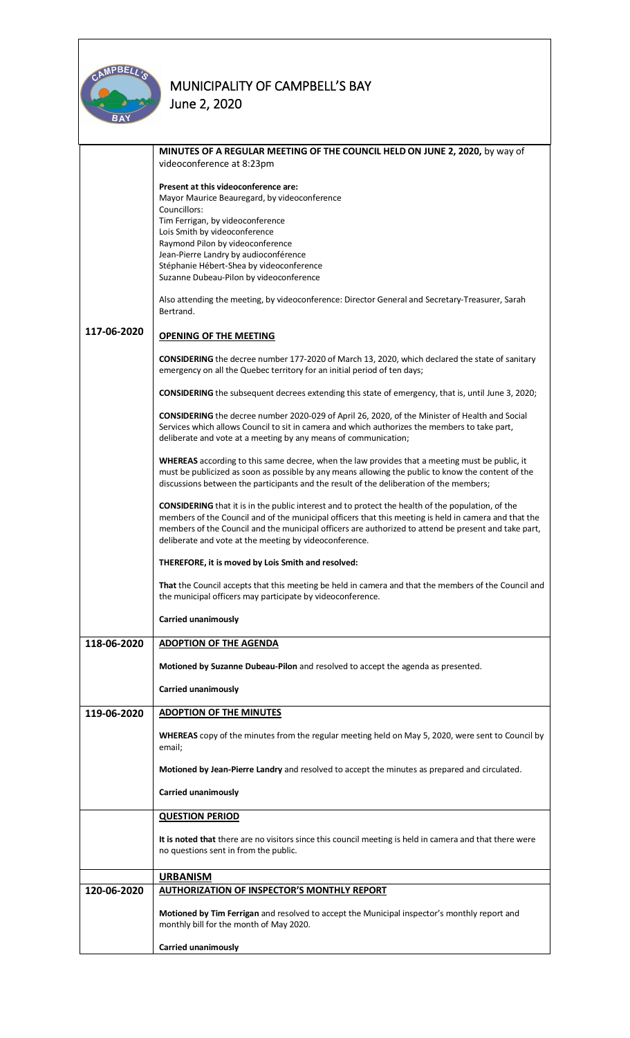# MUNICIPALITY OF CAMPBELL'S BAY

June 2, 2020

**MINUTES OF A REGULAR MEETING OF THE COUNCIL HELD ON JUNE 2, 2020,** by way of videoconference at 8:23pm

**Present at this videoconference are:**
Mayor Maurice Beauregard, by videoconference
Councillors:
Tim Ferrigan, by videoconference
Lois Smith by videoconference
Raymond Pilon by videoconference
Jean-Pierre Landry by audioconférence
Stéphanie Hébert-Shea by videoconference
Suzanne Dubeau-Pilon by videoconference

Also attending the meeting, by videoconference: Director General and Secretary-Treasurer, Sarah Bertrand.

**117-06-2020**

## OPENING OF THE MEETING

**CONSIDERING** the decree number 177-2020 of March 13, 2020, which declared the state of sanitary emergency on all the Quebec territory for an initial period of ten days;

**CONSIDERING** the subsequent decrees extending this state of emergency, that is, until June 3, 2020;

**CONSIDERING** the decree number 2020-029 of April 26, 2020, of the Minister of Health and Social Services which allows Council to sit in camera and which authorizes the members to take part, deliberate and vote at a meeting by any means of communication;

**WHEREAS** according to this same decree, when the law provides that a meeting must be public, it must be publicized as soon as possible by any means allowing the public to know the content of the discussions between the participants and the result of the deliberation of the members;

**CONSIDERING** that it is in the public interest and to protect the health of the population, of the members of the Council and of the municipal officers that this meeting is held in camera and that the members of the Council and the municipal officers are authorized to attend be present and take part, deliberate and vote at the meeting by videoconference.

**THEREFORE, it is moved by Lois Smith and resolved:**

**That** the Council accepts that this meeting be held in camera and that the members of the Council and the municipal officers may participate by videoconference.

**Carried unanimously**

**118-06-2020**

## ADOPTION OF THE AGENDA

**Motioned by Suzanne Dubeau-Pilon** and resolved to accept the agenda as presented.

**Carried unanimously**

**119-06-2020**

## ADOPTION OF THE MINUTES

**WHEREAS** copy of the minutes from the regular meeting held on May 5, 2020, were sent to Council by email;

**Motioned by Jean-Pierre Landry** and resolved to accept the minutes as prepared and circulated.

**Carried unanimously**

## QUESTION PERIOD

**It is noted that** there are no visitors since this council meeting is held in camera and that there were no questions sent in from the public.

## URBANISM

**120-06-2020**

## AUTHORIZATION OF INSPECTOR'S MONTHLY REPORT

**Motioned by Tim Ferrigan** and resolved to accept the Municipal inspector's monthly report and monthly bill for the month of May 2020.

**Carried unanimously**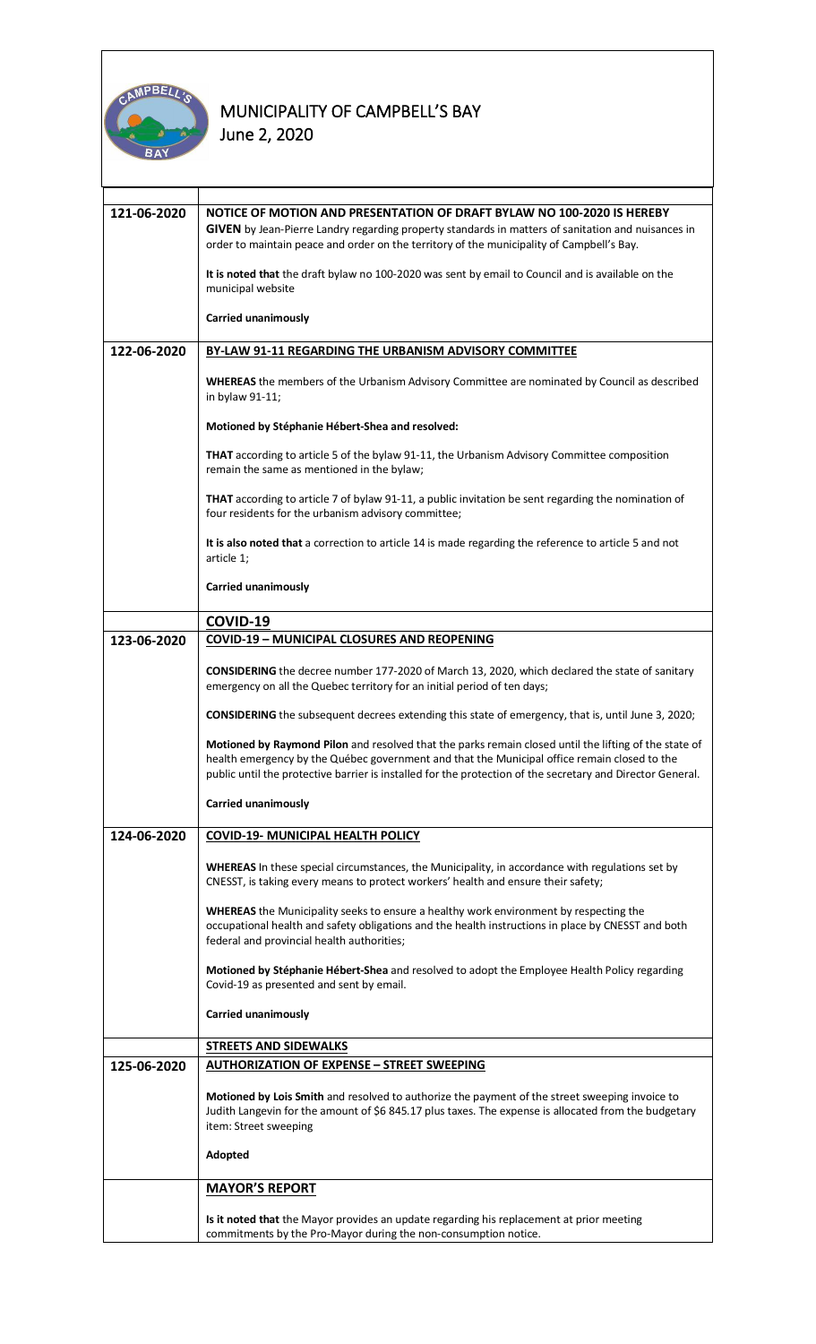# MUNICIPALITY OF CAMPBELL'S BAY

June 2, 2020

| | |
|---|---|
| 121-06-2020 | **NOTICE OF MOTION AND PRESENTATION OF DRAFT BYLAW NO 100-2020 IS HEREBY GIVEN** by Jean-Pierre Landry regarding property standards in matters of sanitation and nuisances in order to maintain peace and order on the territory of the municipality of Campbell's Bay.<br><br>**It is noted that** the draft bylaw no 100-2020 was sent by email to Council and is available on the municipal website<br><br>**Carried unanimously** |
| 122-06-2020 | **BY-LAW 91-11 REGARDING THE URBANISM ADVISORY COMMITTEE**<br><br>**WHEREAS** the members of the Urbanism Advisory Committee are nominated by Council as described in bylaw 91-11;<br><br>**Motioned by Stéphanie Hébert-Shea and resolved:**<br><br>**THAT** according to article 5 of the bylaw 91-11, the Urbanism Advisory Committee composition remain the same as mentioned in the bylaw;<br><br>**THAT** according to article 7 of bylaw 91-11, a public invitation be sent regarding the nomination of four residents for the urbanism advisory committee;<br><br>**It is also noted that** a correction to article 14 is made regarding the reference to article 5 and not article 1;<br><br>**Carried unanimously** |
| | **COVID-19** |
| 123-06-2020 | **COVID-19 – MUNICIPAL CLOSURES AND REOPENING**<br><br>**CONSIDERING** the decree number 177-2020 of March 13, 2020, which declared the state of sanitary emergency on all the Quebec territory for an initial period of ten days;<br><br>**CONSIDERING** the subsequent decrees extending this state of emergency, that is, until June 3, 2020;<br><br>**Motioned by Raymond Pilon** and resolved that the parks remain closed until the lifting of the state of health emergency by the Québec government and that the Municipal office remain closed to the public until the protective barrier is installed for the protection of the secretary and Director General.<br><br>**Carried unanimously** |
| 124-06-2020 | **COVID-19- MUNICIPAL HEALTH POLICY**<br><br>**WHEREAS** In these special circumstances, the Municipality, in accordance with regulations set by CNESST, is taking every means to protect workers' health and ensure their safety;<br><br>**WHEREAS** the Municipality seeks to ensure a healthy work environment by respecting the occupational health and safety obligations and the health instructions in place by CNESST and both federal and provincial health authorities;<br><br>**Motioned by Stéphanie Hébert-Shea** and resolved to adopt the Employee Health Policy regarding Covid-19 as presented and sent by email.<br><br>**Carried unanimously** |
| | **STREETS AND SIDEWALKS** |
| 125-06-2020 | **AUTHORIZATION OF EXPENSE – STREET SWEEPING**<br><br>**Motioned by Lois Smith** and resolved to authorize the payment of the street sweeping invoice to Judith Langevin for the amount of $6 845.17 plus taxes. The expense is allocated from the budgetary item: Street sweeping<br><br>**Adopted** |
| | **MAYOR'S REPORT**<br><br>**Is it noted that** the Mayor provides an update regarding his replacement at prior meeting commitments by the Pro-Mayor during the non-consumption notice. |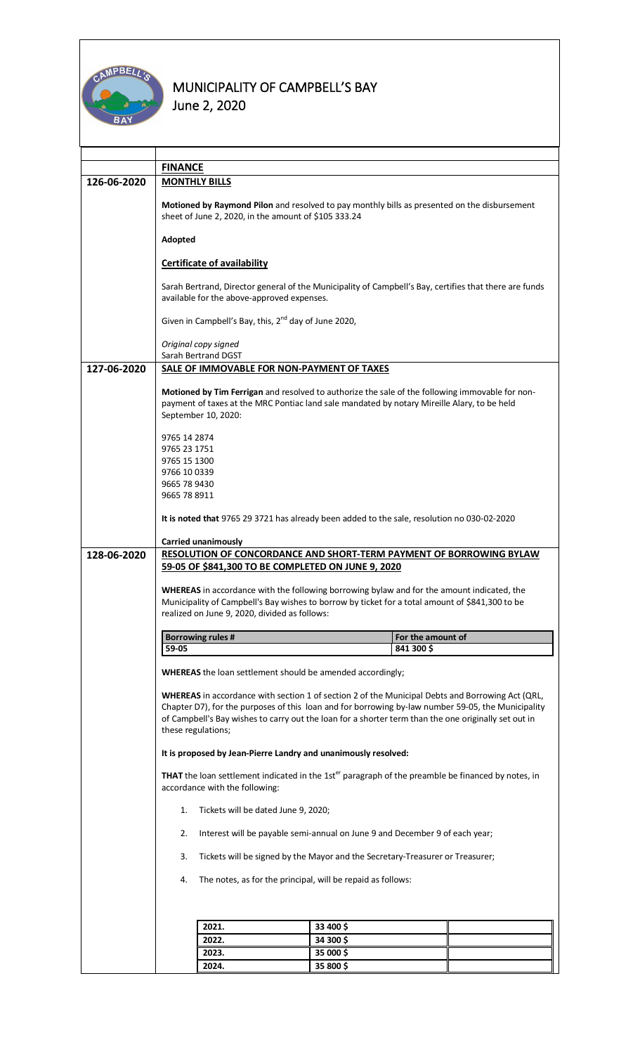# MUNICIPALITY OF CAMPBELL'S BAY

June 2, 2020

## FINANCE

**126-06-2020**

### MONTHLY BILLS

**Motioned by Raymond Pilon** and resolved to pay monthly bills as presented on the disbursement sheet of June 2, 2020, in the amount of $105 333.24

**Adopted**

**Certificate of availability**

Sarah Bertrand, Director general of the Municipality of Campbell's Bay, certifies that there are funds available for the above-approved expenses.

Given in Campbell's Bay, this, 2nd day of June 2020,

*Original copy signed*
Sarah Bertrand DGST

**127-06-2020**

### SALE OF IMMOVABLE FOR NON-PAYMENT OF TAXES

**Motioned by Tim Ferrigan** and resolved to authorize the sale of the following immovable for non-payment of taxes at the MRC Pontiac land sale mandated by notary Mireille Alary, to be held September 10, 2020:

9765 14 2874
9765 23 1751
9765 15 1300
9766 10 0339
9665 78 9430
9665 78 8911

**It is noted that** 9765 29 3721 has already been added to the sale, resolution no 030-02-2020

**Carried unanimously**

**128-06-2020**

### RESOLUTION OF CONCORDANCE AND SHORT-TERM PAYMENT OF BORROWING BYLAW 59-05 OF $841,300 TO BE COMPLETED ON JUNE 9, 2020

**WHEREAS** in accordance with the following borrowing bylaw and for the amount indicated, the Municipality of Campbell's Bay wishes to borrow by ticket for a total amount of $841,300 to be realized on June 9, 2020, divided as follows:

| Borrowing rules # | For the amount of |
|---|---|
| 59-05 | 841 300 $ |

**WHEREAS** the loan settlement should be amended accordingly;

**WHEREAS** in accordance with section 1 of section 2 of the Municipal Debts and Borrowing Act (QRL, Chapter D7), for the purposes of this loan and for borrowing by-law number 59-05, the Municipality of Campbell's Bay wishes to carry out the loan for a shorter term than the one originally set out in these regulations;

**It is proposed by Jean-Pierre Landry and unanimously resolved:**

**THAT** the loan settlement indicated in the 1st[er] paragraph of the preamble be financed by notes, in accordance with the following:

1. Tickets will be dated June 9, 2020;
2. Interest will be payable semi-annual on June 9 and December 9 of each year;
3. Tickets will be signed by the Mayor and the Secretary-Treasurer or Treasurer;
4. The notes, as for the principal, will be repaid as follows:

| | | |
|---|---|---|
| 2021. | 33 400 $ | |
| 2022. | 34 300 $ | |
| 2023. | 35 000 $ | |
| 2024. | 35 800 $ | |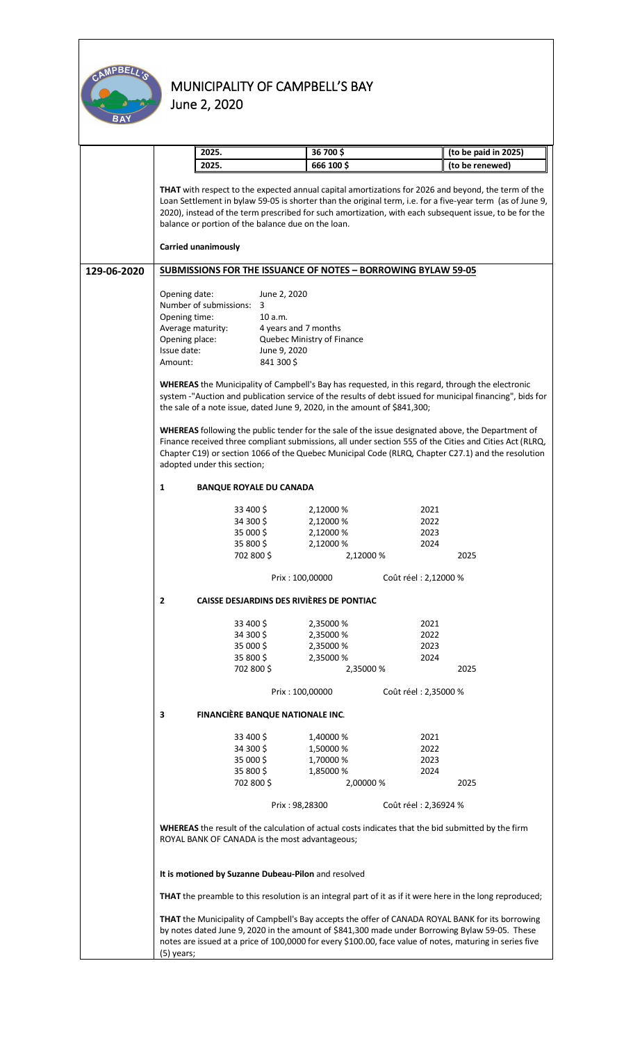| 2025. | 36 700 $ | (to be paid in 2025) |
|---|---|---|
| 2025. | 666 100 $ | (to be renewed) |

**THAT** with respect to the expected annual capital amortizations for 2026 and beyond, the term of the Loan Settlement in bylaw 59-05 is shorter than the original term, i.e. for a five-year term (as of June 9, 2020), instead of the term prescribed for such amortization, with each subsequent issue, to be for the balance or portion of the balance due on the loan.

**Carried unanimously**

**129-06-2020** **SUBMISSIONS FOR THE ISSUANCE OF NOTES – BORROWING BYLAW 59-05**

Opening date: June 2, 2020
Number of submissions: 3
Opening time: 10 a.m.
Average maturity: 4 years and 7 months
Opening place: Quebec Ministry of Finance
Issue date: June 9, 2020
Amount: 841 300 $

**WHEREAS** the Municipality of Campbell's Bay has requested, in this regard, through the electronic system -"Auction and publication service of the results of debt issued for municipal financing", bids for the sale of a note issue, dated June 9, 2020, in the amount of $841,300;

**WHEREAS** following the public tender for the sale of the issue designated above, the Department of Finance received three compliant submissions, all under section 555 of the Cities and Cities Act (RLRQ, Chapter C19) or section 1066 of the Quebec Municipal Code (RLRQ, Chapter C27.1) and the resolution adopted under this section;

**1 BANQUE ROYALE DU CANADA**

| | | |
|---|---|---|
| 33 400 $ | 2,12000 % | 2021 |
| 34 300 $ | 2,12000 % | 2022 |
| 35 000 $ | 2,12000 % | 2023 |
| 35 800 $ | 2,12000 % | 2024 |
| 702 800 $ | 2,12000 % | 2025 |

Prix : 100,00000 Coût réel : 2,12000 %

**2 CAISSE DESJARDINS DES RIVIÈRES DE PONTIAC**

| | | |
|---|---|---|
| 33 400 $ | 2,35000 % | 2021 |
| 34 300 $ | 2,35000 % | 2022 |
| 35 000 $ | 2,35000 % | 2023 |
| 35 800 $ | 2,35000 % | 2024 |
| 702 800 $ | 2,35000 % | 2025 |

Prix : 100,00000 Coût réel : 2,35000 %

**3 FINANCIÈRE BANQUE NATIONALE INC.**

| | | |
|---|---|---|
| 33 400 $ | 1,40000 % | 2021 |
| 34 300 $ | 1,50000 % | 2022 |
| 35 000 $ | 1,70000 % | 2023 |
| 35 800 $ | 1,85000 % | 2024 |
| 702 800 $ | 2,00000 % | 2025 |

Prix : 98,28300 Coût réel : 2,36924 %

**WHEREAS** the result of the calculation of actual costs indicates that the bid submitted by the firm ROYAL BANK OF CANADA is the most advantageous;

**It is motioned by Suzanne Dubeau-Pilon** and resolved

**THAT** the preamble to this resolution is an integral part of it as if it were here in the long reproduced;

**THAT** the Municipality of Campbell's Bay accepts the offer of CANADA ROYAL BANK for its borrowing by notes dated June 9, 2020 in the amount of $841,300 made under Borrowing Bylaw 59-05. These notes are issued at a price of 100,0000 for every $100.00, face value of notes, maturing in series five (5) years;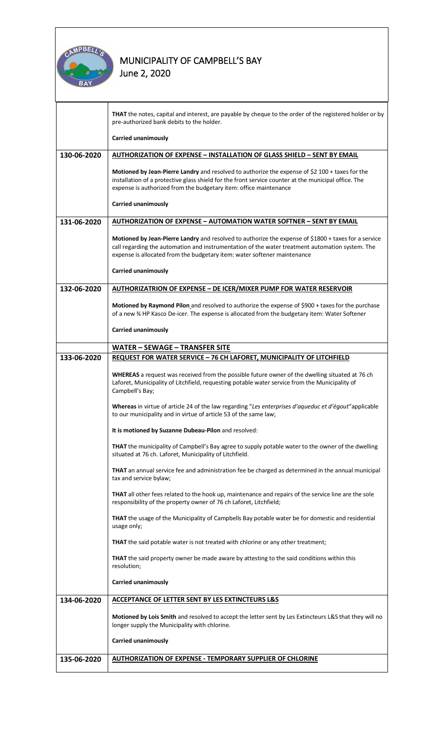| | |
|---|---|
| | **THAT** the notes, capital and interest, are payable by cheque to the order of the registered holder or by pre-authorized bank debits to the holder.<br><br>**Carried unanimously** |
| 130-06-2020 | **AUTHORIZATION OF EXPENSE – INSTALLATION OF GLASS SHIELD – SENT BY EMAIL**<br><br>**Motioned by Jean-Pierre Landry** and resolved to authorize the expense of $2 100 + taxes for the installation of a protective glass shield for the front service counter at the municipal office. The expense is authorized from the budgetary item: office maintenance<br><br>**Carried unanimously** |
| 131-06-2020 | **AUTHORIZATION OF EXPENSE – AUTOMATION WATER SOFTNER – SENT BY EMAIL**<br><br>**Motioned by Jean-Pierre Landry** and resolved to authorize the expense of $1800 + taxes for a service call regarding the automation and instrumentation of the water treatment automation system. The expense is allocated from the budgetary item: water softener maintenance<br><br>**Carried unanimously** |
| 132-06-2020 | **AUTHORIZATRION OF EXPENSE – DE ICER/MIXER PUMP FOR WATER RESERVOIR**<br><br>**Motioned by Raymond Pilon** and resolved to authorize the expense of $900 + taxes for the purchase of a new ¾ HP Kasco De-icer. The expense is allocated from the budgetary item: Water Softener<br><br>**Carried unanimously** |
| | **WATER – SEWAGE – TRANSFER SITE** |
| 133-06-2020 | **REQUEST FOR WATER SERVICE – 76 CH LAFORET, MUNICIPALITY OF LITCHFIELD**<br><br>**WHEREAS** a request was received from the possible future owner of the dwelling situated at 76 ch Laforet, Municipality of Litchfield, requesting potable water service from the Municipality of Campbell's Bay;<br><br>**Whereas** in virtue of article 24 of the law regarding "*Les enterprises d'aqueduc et d'égout*"applicable to our municipality and in virtue of article 53 of the same law;<br><br>**It is motioned by Suzanne Dubeau-Pilon** and resolved:<br><br>**THAT** the municipality of Campbell's Bay agree to supply potable water to the owner of the dwelling situated at 76 ch. Laforet, Municipality of Litchfield.<br><br>**THAT** an annual service fee and administration fee be charged as determined in the annual municipal tax and service bylaw;<br><br>**THAT** all other fees related to the hook up, maintenance and repairs of the service line are the sole responsibility of the property owner of 76 ch Laforet, Litchfield;<br><br>**THAT** the usage of the Municipality of Campbells Bay potable water be for domestic and residential usage only;<br><br>**THAT** the said potable water is not treated with chlorine or any other treatment;<br><br>**THAT** the said property owner be made aware by attesting to the said conditions within this resolution;<br><br>**Carried unanimously** |
| 134-06-2020 | **ACCEPTANCE OF LETTER SENT BY LES EXTINCTEURS L&S**<br><br>**Motioned by Lois Smith** and resolved to accept the letter sent by Les Extincteurs L&S that they will no longer supply the Municipality with chlorine.<br><br>**Carried unanimously** |
| 135-06-2020 | **AUTHORIZATION OF EXPENSE - TEMPORARY SUPPLIER OF CHLORINE** |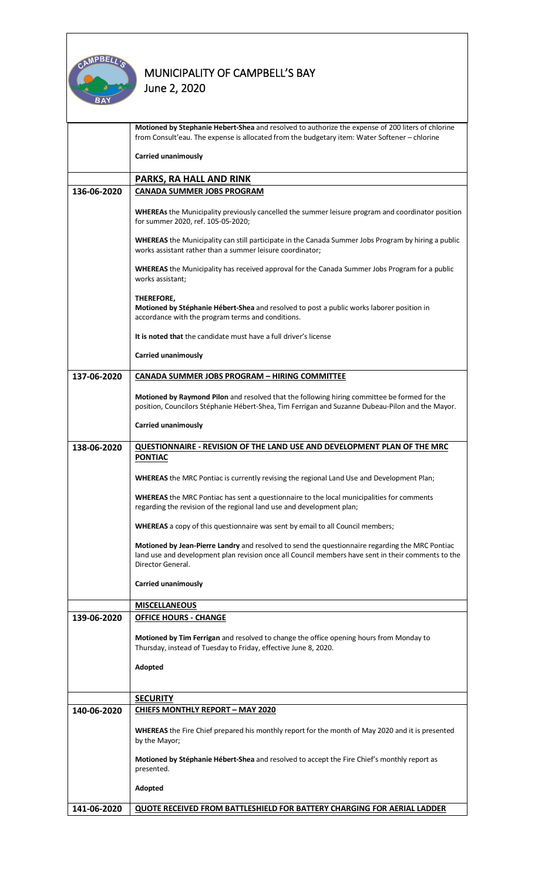| | Motioned by Stephanie Hebert-Shea and resolved to authorize the expense of 200 liters of chlorine from Consult'eau. The expense is allocated from the budgetary item: Water Softener – chlorine<br><br>**Carried unanimously** |
|---|---|
| | **PARKS, RA HALL AND RINK** |
| **136-06-2020** | **CANADA SUMMER JOBS PROGRAM**<br><br>**WHEREAs** the Municipality previously cancelled the summer leisure program and coordinator position for summer 2020, ref. 105-05-2020;<br><br>**WHEREAS** the Municipality can still participate in the Canada Summer Jobs Program by hiring a public works assistant rather than a summer leisure coordinator;<br><br>**WHEREAS** the Municipality has received approval for the Canada Summer Jobs Program for a public works assistant;<br><br>**THEREFORE,**<br>**Motioned by Stéphanie Hébert-Shea** and resolved to post a public works laborer position in accordance with the program terms and conditions.<br><br>**It is noted that** the candidate must have a full driver's license<br><br>**Carried unanimously** |
| **137-06-2020** | **CANADA SUMMER JOBS PROGRAM – HIRING COMMITTEE**<br><br>**Motioned by Raymond Pilon** and resolved that the following hiring committee be formed for the position, Councilors Stéphanie Hébert-Shea, Tim Ferrigan and Suzanne Dubeau-Pilon and the Mayor.<br><br>**Carried unanimously** |
| **138-06-2020** | **QUESTIONNAIRE - REVISION OF THE LAND USE AND DEVELOPMENT PLAN OF THE MRC PONTIAC**<br><br>**WHEREAS** the MRC Pontiac is currently revising the regional Land Use and Development Plan;<br><br>**WHEREAS** the MRC Pontiac has sent a questionnaire to the local municipalities for comments regarding the revision of the regional land use and development plan;<br><br>**WHEREAS** a copy of this questionnaire was sent by email to all Council members;<br><br>**Motioned by Jean-Pierre Landry** and resolved to send the questionnaire regarding the MRC Pontiac land use and development plan revision once all Council members have sent in their comments to the Director General.<br><br>**Carried unanimously** |
| | **MISCELLANEOUS** |
| **139-06-2020** | **OFFICE HOURS - CHANGE**<br><br>**Motioned by Tim Ferrigan** and resolved to change the office opening hours from Monday to Thursday, instead of Tuesday to Friday, effective June 8, 2020.<br><br>**Adopted** |
| | **SECURITY** |
| **140-06-2020** | **CHIEFS MONTHLY REPORT – MAY 2020**<br><br>**WHEREAS** the Fire Chief prepared his monthly report for the month of May 2020 and it is presented by the Mayor;<br><br>**Motioned by Stéphanie Hébert-Shea** and resolved to accept the Fire Chief's monthly report as presented.<br><br>**Adopted** |
| **141-06-2020** | **QUOTE RECEIVED FROM BATTLESHIELD FOR BATTERY CHARGING FOR AERIAL LADDER** |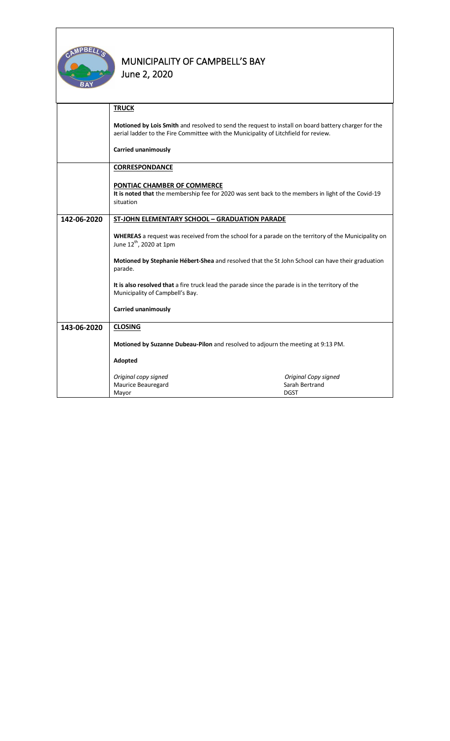# MUNICIPALITY OF CAMPBELL'S BAY

June 2, 2020

| | |
|---|---|
| | **TRUCK**<br><br>**Motioned by Lois Smith** and resolved to send the request to install on board battery charger for the aerial ladder to the Fire Committee with the Municipality of Litchfield for review.<br><br>**Carried unanimously** |
| | **CORRESPONDANCE**<br><br>**PONTIAC CHAMBER OF COMMERCE**<br>**It is noted that** the membership fee for 2020 was sent back to the members in light of the Covid-19 situation |
| **142-06-2020** | **ST-JOHN ELEMENTARY SCHOOL – GRADUATION PARADE**<br><br>**WHEREAS** a request was received from the school for a parade on the territory of the Municipality on June 12th, 2020 at 1pm<br><br>**Motioned by Stephanie Hébert-Shea** and resolved that the St John School can have their graduation parade.<br><br>**It is also resolved that** a fire truck lead the parade since the parade is in the territory of the Municipality of Campbell's Bay.<br><br>**Carried unanimously** |
| **143-06-2020** | **CLOSING**<br><br>**Motioned by Suzanne Dubeau-Pilon** and resolved to adjourn the meeting at 9:13 PM.<br><br>**Adopted**<br><br>*Original copy signed*<br>Maurice Beauregard<br>Mayor<br><br>*Original Copy signed*<br>Sarah Bertrand<br>DGST |